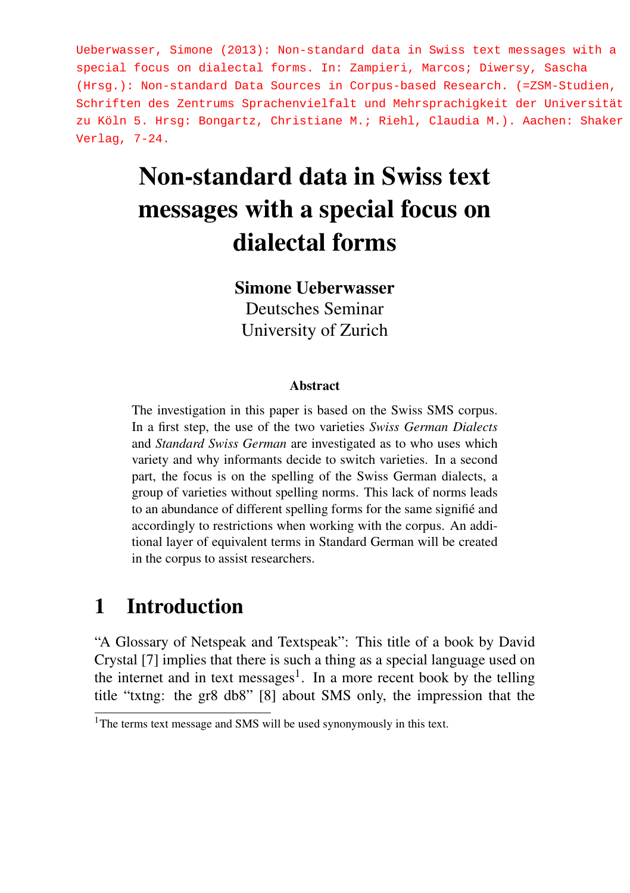Ueberwasser, Simone (2013): Non-standard data in Swiss text messages with a special focus on dialectal forms. In: Zampieri, Marcos; Diwersy, Sascha (Hrsg.): Non-standard Data Sources in Corpus-based Research. (=ZSM-Studien, Schriften des Zentrums Sprachenvielfalt und Mehrsprachigkeit der Universität zu Köln 5. Hrsg: Bongartz, Christiane M.; Riehl, Claudia M.). Aachen: Shaker Verlag, 7-24.

# Non-standard data in Swiss text messages with a special focus on dialectal forms

**Simone Ueberwasser**
Deutsches Seminar
University of Zurich

### Abstract

The investigation in this paper is based on the Swiss SMS corpus. In a first step, the use of the two varieties *Swiss German Dialects* and *Standard Swiss German* are investigated as to who uses which variety and why informants decide to switch varieties. In a second part, the focus is on the spelling of the Swiss German dialects, a group of varieties without spelling norms. This lack of norms leads to an abundance of different spelling forms for the same signifié and accordingly to restrictions when working with the corpus. An additional layer of equivalent terms in Standard German will be created in the corpus to assist researchers.

## 1 Introduction

"A Glossary of Netspeak and Textspeak": This title of a book by David Crystal [7] implies that there is such a thing as a special language used on the internet and in text messages[1]. In a more recent book by the telling title "txtng: the gr8 db8" [8] about SMS only, the impression that the

[1] The terms text message and SMS will be used synonymously in this text.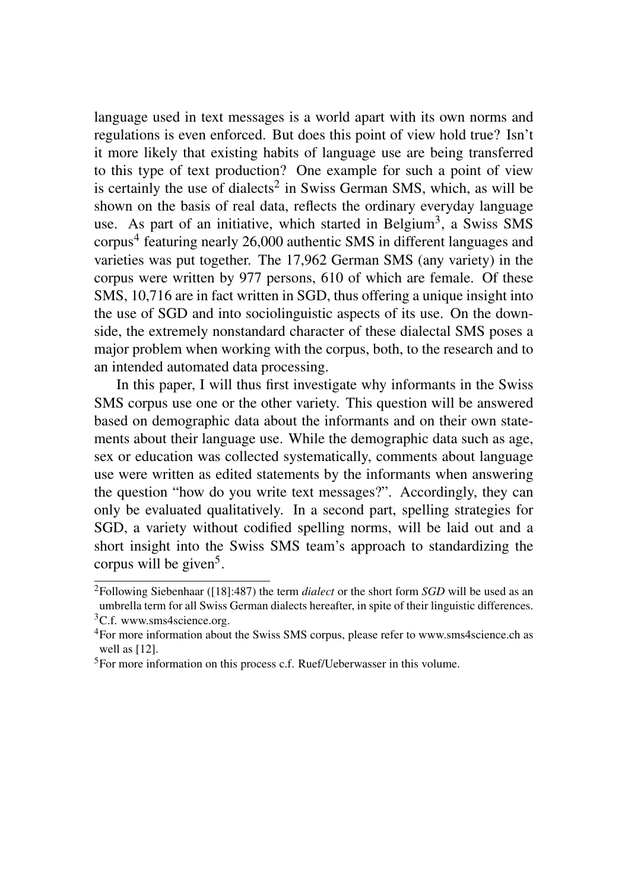language used in text messages is a world apart with its own norms and regulations is even enforced. But does this point of view hold true? Isn't it more likely that existing habits of language use are being transferred to this type of text production? One example for such a point of view is certainly the use of dialects[2] in Swiss German SMS, which, as will be shown on the basis of real data, reflects the ordinary everyday language use. As part of an initiative, which started in Belgium[3], a Swiss SMS corpus[4] featuring nearly 26,000 authentic SMS in different languages and varieties was put together. The 17,962 German SMS (any variety) in the corpus were written by 977 persons, 610 of which are female. Of these SMS, 10,716 are in fact written in SGD, thus offering a unique insight into the use of SGD and into sociolinguistic aspects of its use. On the downside, the extremely nonstandard character of these dialectal SMS poses a major problem when working with the corpus, both, to the research and to an intended automated data processing.

In this paper, I will thus first investigate why informants in the Swiss SMS corpus use one or the other variety. This question will be answered based on demographic data about the informants and on their own statements about their language use. While the demographic data such as age, sex or education was collected systematically, comments about language use were written as edited statements by the informants when answering the question "how do you write text messages?". Accordingly, they can only be evaluated qualitatively. In a second part, spelling strategies for SGD, a variety without codified spelling norms, will be laid out and a short insight into the Swiss SMS team's approach to standardizing the corpus will be given[5].

---

[2]Following Siebenhaar ([18]:487) the term *dialect* or the short form *SGD* will be used as an umbrella term for all Swiss German dialects hereafter, in spite of their linguistic differences.

[3]C.f. www.sms4science.org.

[4]For more information about the Swiss SMS corpus, please refer to www.sms4science.ch as well as [12].

[5]For more information on this process c.f. Ruef/Ueberwasser in this volume.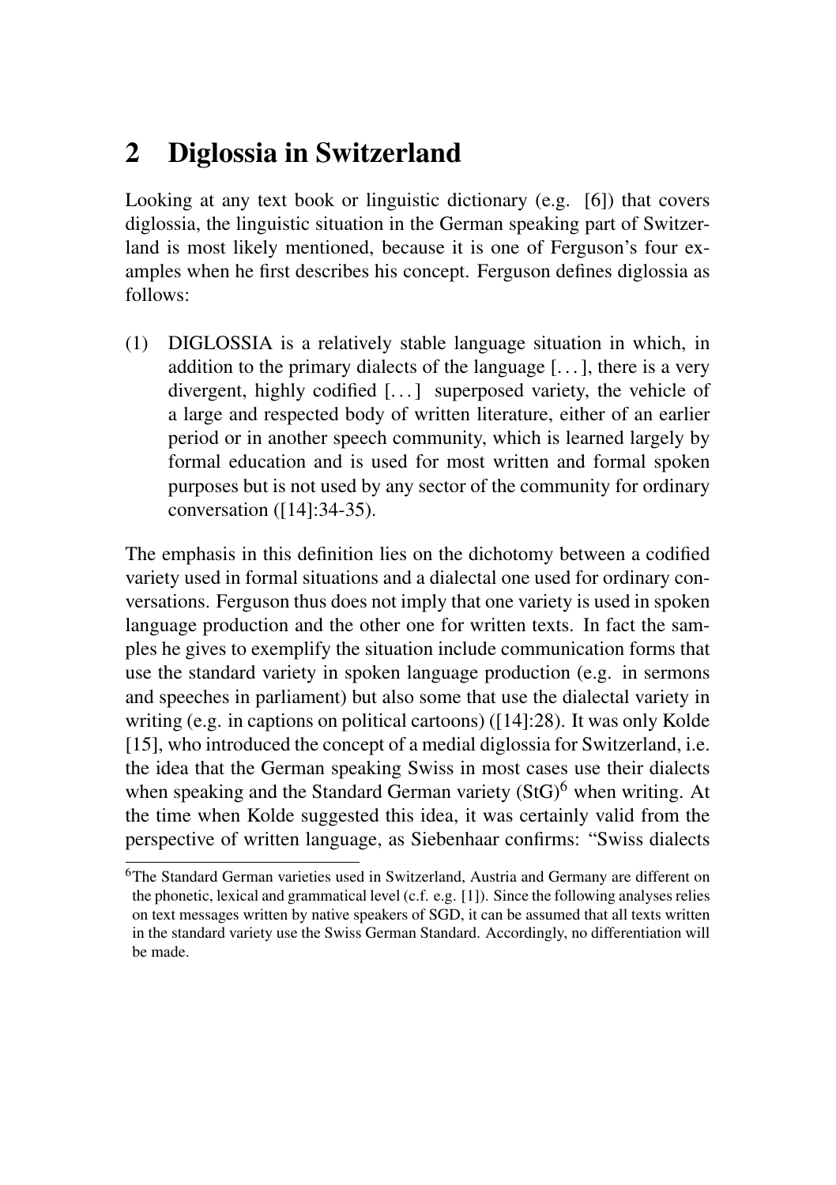## 2 Diglossia in Switzerland

Looking at any text book or linguistic dictionary (e.g. [6]) that covers diglossia, the linguistic situation in the German speaking part of Switzerland is most likely mentioned, because it is one of Ferguson's four examples when he first describes his concept. Ferguson defines diglossia as follows:

(1) DIGLOSSIA is a relatively stable language situation in which, in addition to the primary dialects of the language [...], there is a very divergent, highly codified [...] superposed variety, the vehicle of a large and respected body of written literature, either of an earlier period or in another speech community, which is learned largely by formal education and is used for most written and formal spoken purposes but is not used by any sector of the community for ordinary conversation ([14]:34-35).

The emphasis in this definition lies on the dichotomy between a codified variety used in formal situations and a dialectal one used for ordinary conversations. Ferguson thus does not imply that one variety is used in spoken language production and the other one for written texts. In fact the samples he gives to exemplify the situation include communication forms that use the standard variety in spoken language production (e.g. in sermons and speeches in parliament) but also some that use the dialectal variety in writing (e.g. in captions on political cartoons) ([14]:28). It was only Kolde [15], who introduced the concept of a medial diglossia for Switzerland, i.e. the idea that the German speaking Swiss in most cases use their dialects when speaking and the Standard German variety (StG)[6] when writing. At the time when Kolde suggested this idea, it was certainly valid from the perspective of written language, as Siebenhaar confirms: "Swiss dialects

[6]The Standard German varieties used in Switzerland, Austria and Germany are different on the phonetic, lexical and grammatical level (c.f. e.g. [1]). Since the following analyses relies on text messages written by native speakers of SGD, it can be assumed that all texts written in the standard variety use the Swiss German Standard. Accordingly, no differentiation will be made.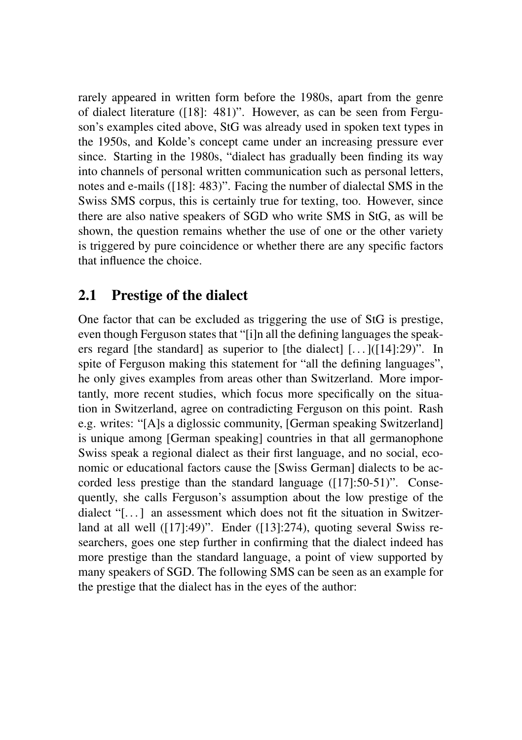rarely appeared in written form before the 1980s, apart from the genre of dialect literature ([18]: 481)". However, as can be seen from Ferguson's examples cited above, StG was already used in spoken text types in the 1950s, and Kolde's concept came under an increasing pressure ever since. Starting in the 1980s, "dialect has gradually been finding its way into channels of personal written communication such as personal letters, notes and e-mails ([18]: 483)". Facing the number of dialectal SMS in the Swiss SMS corpus, this is certainly true for texting, too. However, since there are also native speakers of SGD who write SMS in StG, as will be shown, the question remains whether the use of one or the other variety is triggered by pure coincidence or whether there are any specific factors that influence the choice.

## 2.1 Prestige of the dialect

One factor that can be excluded as triggering the use of StG is prestige, even though Ferguson states that "[i]n all the defining languages the speakers regard [the standard] as superior to [the dialect] [...]([14]:29)". In spite of Ferguson making this statement for "all the defining languages", he only gives examples from areas other than Switzerland. More importantly, more recent studies, which focus more specifically on the situation in Switzerland, agree on contradicting Ferguson on this point. Rash e.g. writes: "[A]s a diglossic community, [German speaking Switzerland] is unique among [German speaking] countries in that all germanophone Swiss speak a regional dialect as their first language, and no social, economic or educational factors cause the [Swiss German] dialects to be accorded less prestige than the standard language ([17]:50-51)". Consequently, she calls Ferguson's assumption about the low prestige of the dialect "[...] an assessment which does not fit the situation in Switzerland at all well ([17]:49)". Ender ([13]:274), quoting several Swiss researchers, goes one step further in confirming that the dialect indeed has more prestige than the standard language, a point of view supported by many speakers of SGD. The following SMS can be seen as an example for the prestige that the dialect has in the eyes of the author: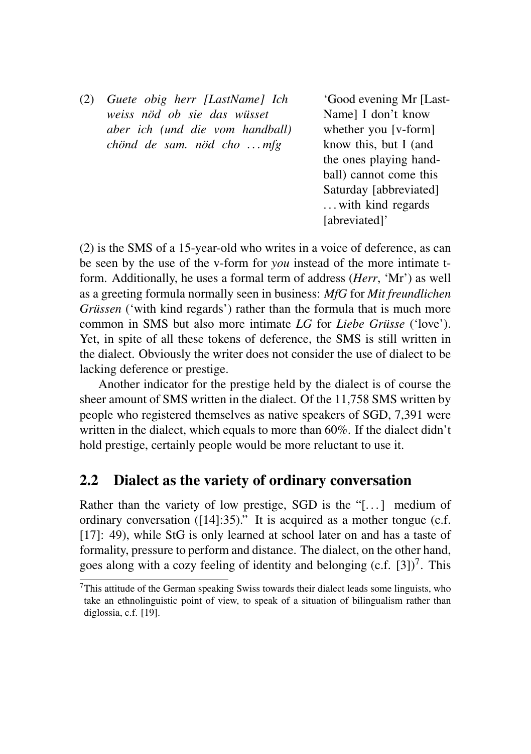(2) *Guete obig herr [LastName] Ich weiss nöd ob sie das wüsset aber ich (und die vom handball) chönd de sam. nöd cho ... mfg*

'Good evening Mr [LastName] I don't know whether you [v-form] know this, but I (and the ones playing handball) cannot come this Saturday [abbreviated] ... with kind regards [abreviated]'

(2) is the SMS of a 15-year-old who writes in a voice of deference, as can be seen by the use of the v-form for *you* instead of the more intimate t-form. Additionally, he uses a formal term of address (*Herr*, 'Mr') as well as a greeting formula normally seen in business: *MfG* for *Mit freundlichen Grüssen* ('with kind regards') rather than the formula that is much more common in SMS but also more intimate *LG* for *Liebe Grüsse* ('love'). Yet, in spite of all these tokens of deference, the SMS is still written in the dialect. Obviously the writer does not consider the use of dialect to be lacking deference or prestige.

Another indicator for the prestige held by the dialect is of course the sheer amount of SMS written in the dialect. Of the 11,758 SMS written by people who registered themselves as native speakers of SGD, 7,391 were written in the dialect, which equals to more than 60%. If the dialect didn't hold prestige, certainly people would be more reluctant to use it.

## 2.2 Dialect as the variety of ordinary conversation

Rather than the variety of low prestige, SGD is the "[...] medium of ordinary conversation ([14]:35)." It is acquired as a mother tongue (c.f. [17]: 49), while StG is only learned at school later on and has a taste of formality, pressure to perform and distance. The dialect, on the other hand, goes along with a cozy feeling of identity and belonging (c.f. [3])[7]. This

[7] This attitude of the German speaking Swiss towards their dialect leads some linguists, who take an ethnolinguistic point of view, to speak of a situation of bilingualism rather than diglossia, c.f. [19].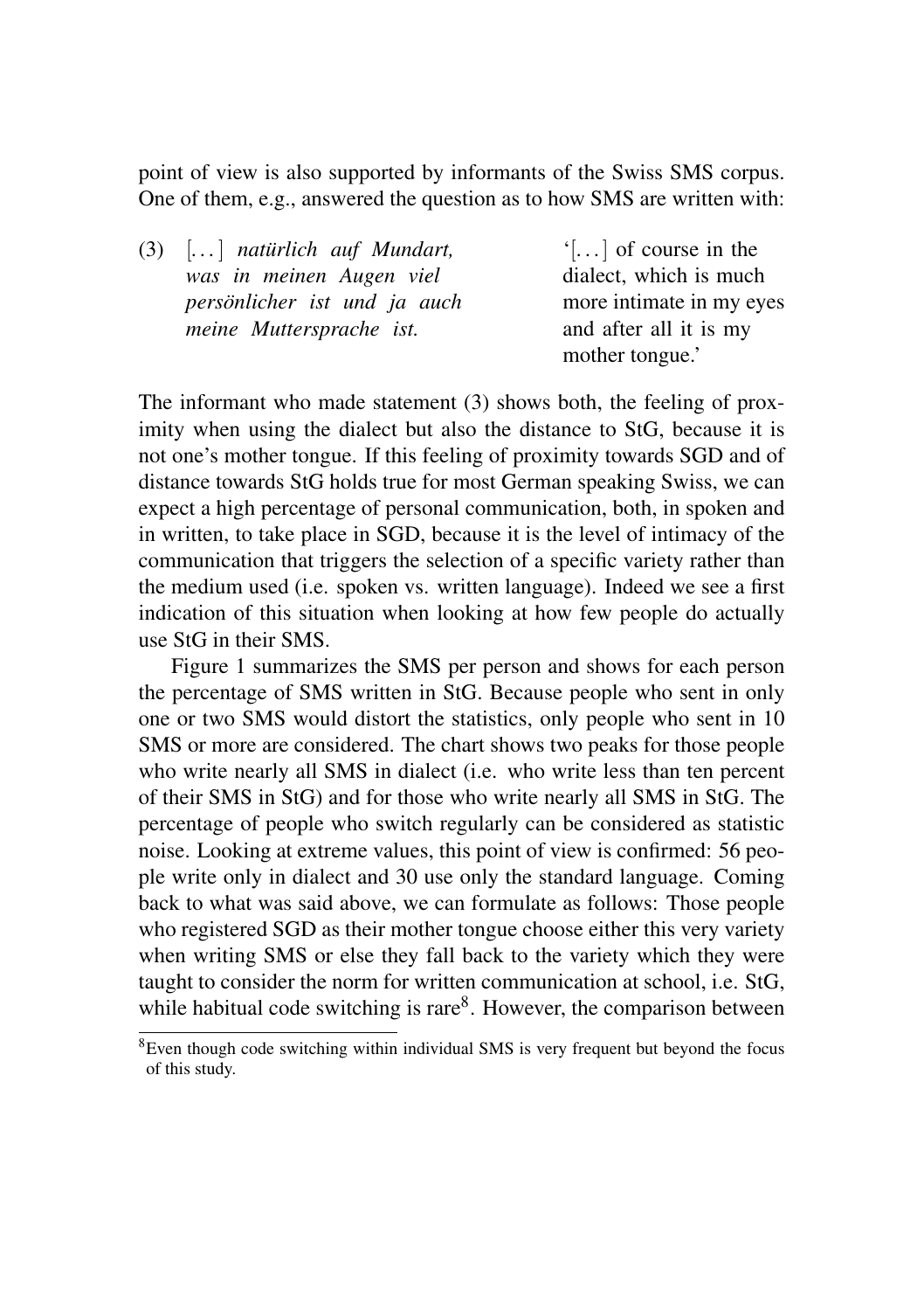point of view is also supported by informants of the Swiss SMS corpus. One of them, e.g., answered the question as to how SMS are written with:

(3) [...] *natürlich auf Mundart, was in meinen Augen viel persönlicher ist und ja auch meine Muttersprache ist.*

'[...] of course in the dialect, which is much more intimate in my eyes and after all it is my mother tongue.'

The informant who made statement (3) shows both, the feeling of proximity when using the dialect but also the distance to StG, because it is not one's mother tongue. If this feeling of proximity towards SGD and of distance towards StG holds true for most German speaking Swiss, we can expect a high percentage of personal communication, both, in spoken and in written, to take place in SGD, because it is the level of intimacy of the communication that triggers the selection of a specific variety rather than the medium used (i.e. spoken vs. written language). Indeed we see a first indication of this situation when looking at how few people do actually use StG in their SMS.

Figure 1 summarizes the SMS per person and shows for each person the percentage of SMS written in StG. Because people who sent in only one or two SMS would distort the statistics, only people who sent in 10 SMS or more are considered. The chart shows two peaks for those people who write nearly all SMS in dialect (i.e. who write less than ten percent of their SMS in StG) and for those who write nearly all SMS in StG. The percentage of people who switch regularly can be considered as statistic noise. Looking at extreme values, this point of view is confirmed: 56 people write only in dialect and 30 use only the standard language. Coming back to what was said above, we can formulate as follows: Those people who registered SGD as their mother tongue choose either this very variety when writing SMS or else they fall back to the variety which they were taught to consider the norm for written communication at school, i.e. StG, while habitual code switching is rare[8]. However, the comparison between

[8] Even though code switching within individual SMS is very frequent but beyond the focus of this study.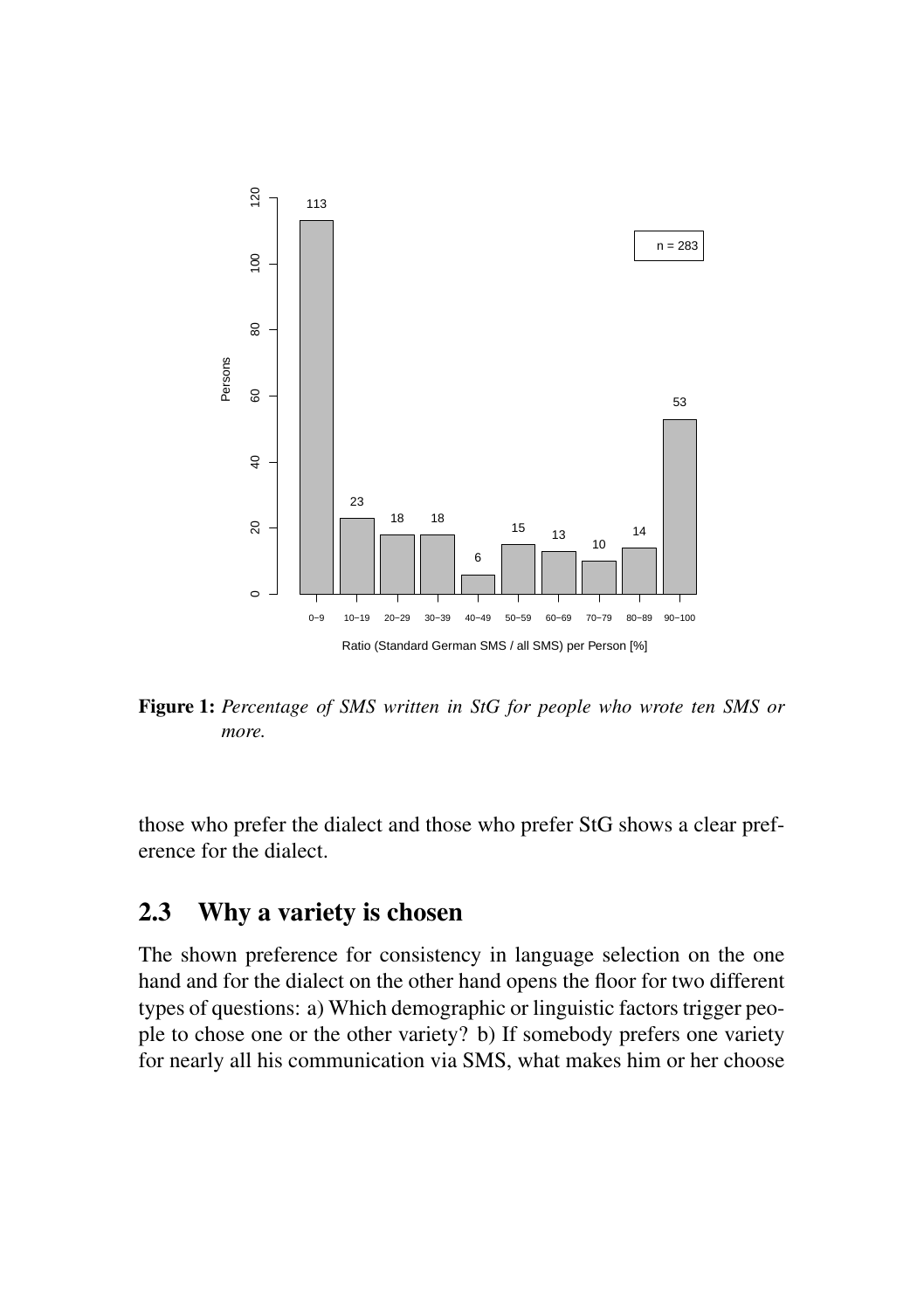**Figure 1:** *Percentage of SMS written in StG for people who wrote ten SMS or more.*

those who prefer the dialect and those who prefer StG shows a clear preference for the dialect.

## 2.3 Why a variety is chosen

The shown preference for consistency in language selection on the one hand and for the dialect on the other hand opens the floor for two different types of questions: a) Which demographic or linguistic factors trigger people to chose one or the other variety? b) If somebody prefers one variety for nearly all his communication via SMS, what makes him or her choose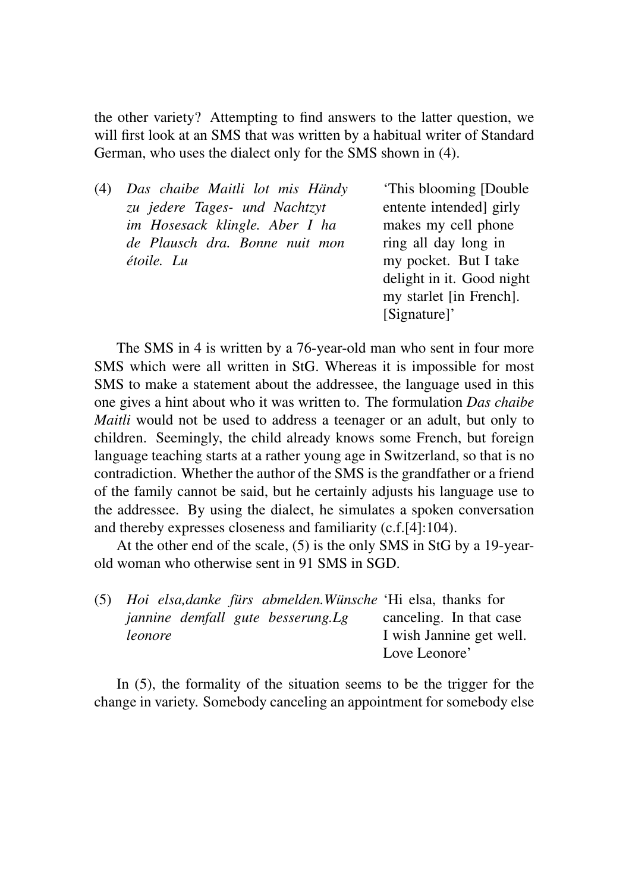the other variety? Attempting to find answers to the latter question, we will first look at an SMS that was written by a habitual writer of Standard German, who uses the dialect only for the SMS shown in (4).

| (4) | *Das chaibe Maitli lot mis Händy zu jedere Tages- und Nachtzyt im Hosesack klingle. Aber I ha de Plausch dra. Bonne nuit mon étoile. Lu* | 'This blooming [Double entente intended] girly makes my cell phone ring all day long in my pocket. But I take delight in it. Good night my starlet [in French]. [Signature]' |
|---|---|---|

The SMS in 4 is written by a 76-year-old man who sent in four more SMS which were all written in StG. Whereas it is impossible for most SMS to make a statement about the addressee, the language used in this one gives a hint about who it was written to. The formulation *Das chaibe Maitli* would not be used to address a teenager or an adult, but only to children. Seemingly, the child already knows some French, but foreign language teaching starts at a rather young age in Switzerland, so that is no contradiction. Whether the author of the SMS is the grandfather or a friend of the family cannot be said, but he certainly adjusts his language use to the addressee. By using the dialect, he simulates a spoken conversation and thereby expresses closeness and familiarity (c.f.[4]:104).

At the other end of the scale, (5) is the only SMS in StG by a 19-year-old woman who otherwise sent in 91 SMS in SGD.

| (5) | *Hoi elsa,danke fürs abmelden.Wünsche jannine demfall gute besserung.Lg leonore* | 'Hi elsa, thanks for canceling. In that case I wish Jannine get well. Love Leonore' |
|---|---|---|

In (5), the formality of the situation seems to be the trigger for the change in variety. Somebody canceling an appointment for somebody else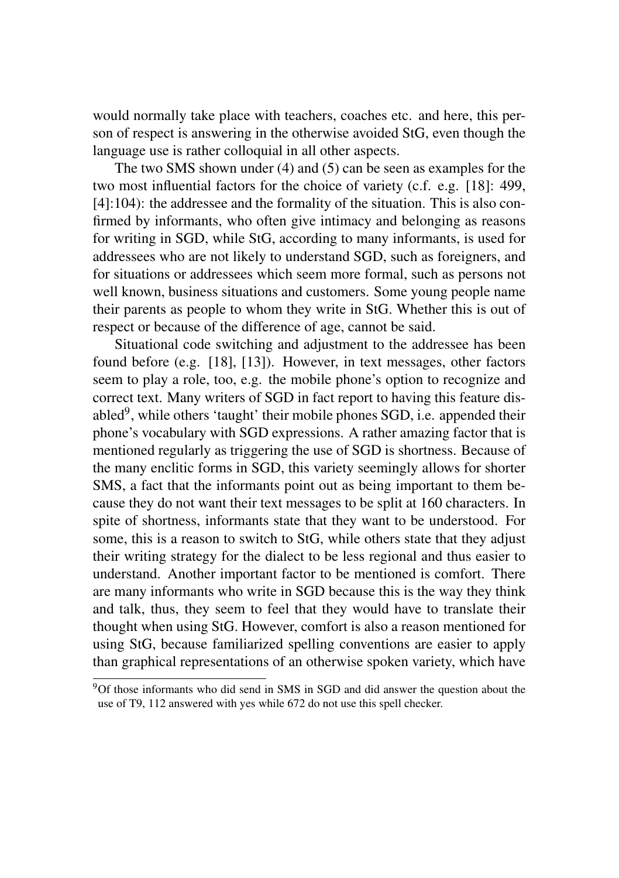would normally take place with teachers, coaches etc. and here, this person of respect is answering in the otherwise avoided StG, even though the language use is rather colloquial in all other aspects.

The two SMS shown under (4) and (5) can be seen as examples for the two most influential factors for the choice of variety (c.f. e.g. [18]: 499, [4]:104): the addressee and the formality of the situation. This is also confirmed by informants, who often give intimacy and belonging as reasons for writing in SGD, while StG, according to many informants, is used for addressees who are not likely to understand SGD, such as foreigners, and for situations or addressees which seem more formal, such as persons not well known, business situations and customers. Some young people name their parents as people to whom they write in StG. Whether this is out of respect or because of the difference of age, cannot be said.

Situational code switching and adjustment to the addressee has been found before (e.g. [18], [13]). However, in text messages, other factors seem to play a role, too, e.g. the mobile phone's option to recognize and correct text. Many writers of SGD in fact report to having this feature disabled[9], while others 'taught' their mobile phones SGD, i.e. appended their phone's vocabulary with SGD expressions. A rather amazing factor that is mentioned regularly as triggering the use of SGD is shortness. Because of the many enclitic forms in SGD, this variety seemingly allows for shorter SMS, a fact that the informants point out as being important to them because they do not want their text messages to be split at 160 characters. In spite of shortness, informants state that they want to be understood. For some, this is a reason to switch to StG, while others state that they adjust their writing strategy for the dialect to be less regional and thus easier to understand. Another important factor to be mentioned is comfort. There are many informants who write in SGD because this is the way they think and talk, thus, they seem to feel that they would have to translate their thought when using StG. However, comfort is also a reason mentioned for using StG, because familiarized spelling conventions are easier to apply than graphical representations of an otherwise spoken variety, which have

[9] Of those informants who did send in SMS in SGD and did answer the question about the use of T9, 112 answered with yes while 672 do not use this spell checker.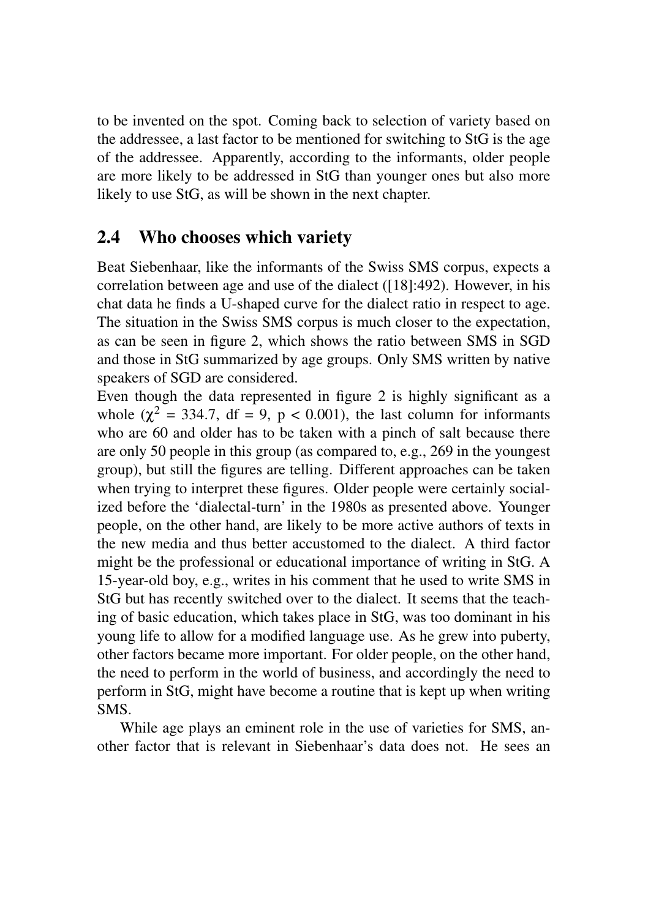to be invented on the spot. Coming back to selection of variety based on the addressee, a last factor to be mentioned for switching to StG is the age of the addressee. Apparently, according to the informants, older people are more likely to be addressed in StG than younger ones but also more likely to use StG, as will be shown in the next chapter.

## 2.4 Who chooses which variety

Beat Siebenhaar, like the informants of the Swiss SMS corpus, expects a correlation between age and use of the dialect ([18]:492). However, in his chat data he finds a U-shaped curve for the dialect ratio in respect to age. The situation in the Swiss SMS corpus is much closer to the expectation, as can be seen in figure 2, which shows the ratio between SMS in SGD and those in StG summarized by age groups. Only SMS written by native speakers of SGD are considered.

Even though the data represented in figure 2 is highly significant as a whole ($\chi^2$ = 334.7, df = 9, $p < 0.001$), the last column for informants who are 60 and older has to be taken with a pinch of salt because there are only 50 people in this group (as compared to, e.g., 269 in the youngest group), but still the figures are telling. Different approaches can be taken when trying to interpret these figures. Older people were certainly socialized before the 'dialectal-turn' in the 1980s as presented above. Younger people, on the other hand, are likely to be more active authors of texts in the new media and thus better accustomed to the dialect. A third factor might be the professional or educational importance of writing in StG. A 15-year-old boy, e.g., writes in his comment that he used to write SMS in StG but has recently switched over to the dialect. It seems that the teaching of basic education, which takes place in StG, was too dominant in his young life to allow for a modified language use. As he grew into puberty, other factors became more important. For older people, on the other hand, the need to perform in the world of business, and accordingly the need to perform in StG, might have become a routine that is kept up when writing SMS.

While age plays an eminent role in the use of varieties for SMS, another factor that is relevant in Siebenhaar's data does not. He sees an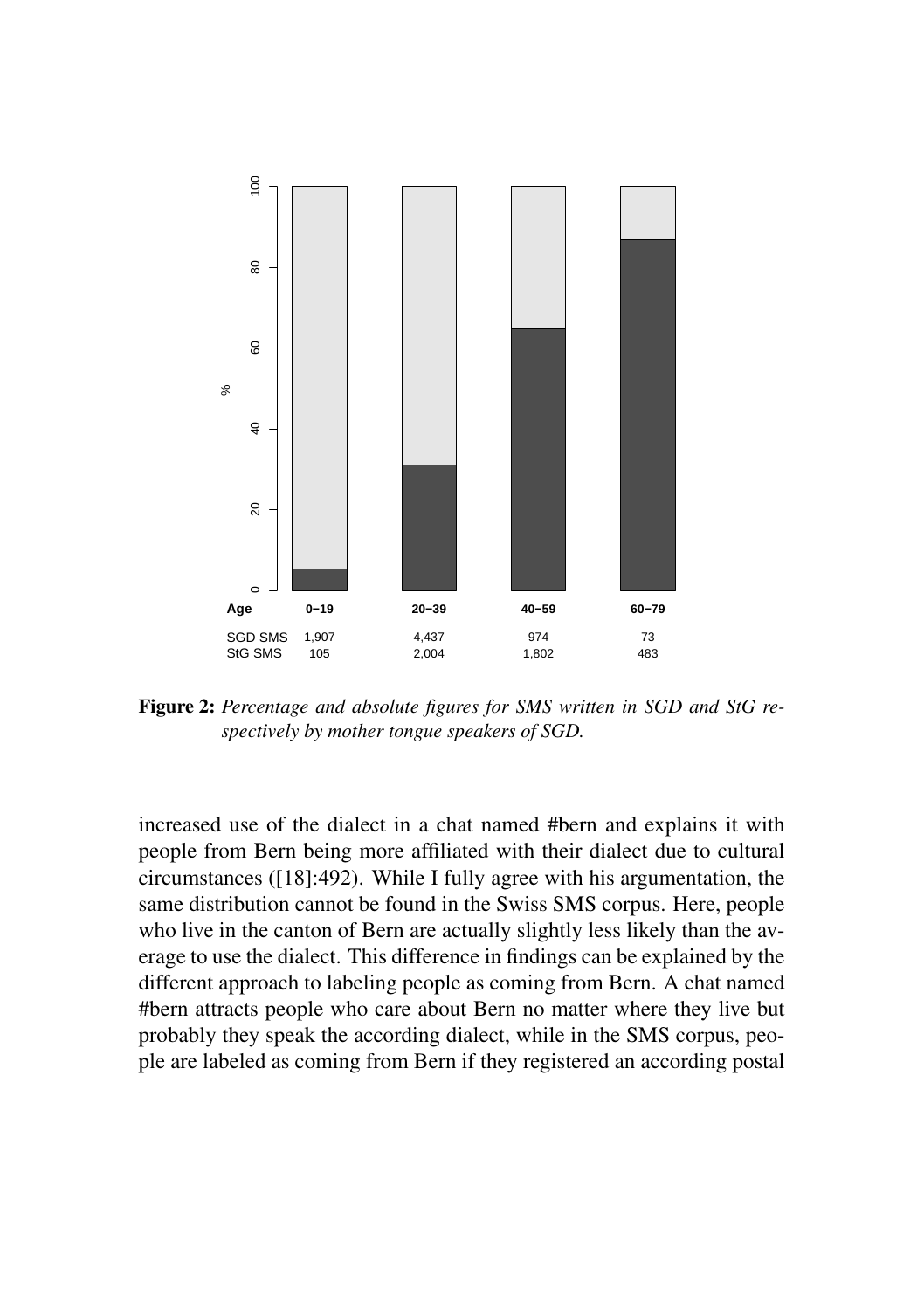| Age | 0–19 | 20–39 | 40–59 | 60–79 |
|---|---|---|---|---|
| SGD SMS | 1,907 | 4,437 | 974 | 73 |
| StG SMS | 105 | 2,004 | 1,802 | 483 |

**Figure 2:** *Percentage and absolute figures for SMS written in SGD and StG respectively by mother tongue speakers of SGD.*

increased use of the dialect in a chat named #bern and explains it with people from Bern being more affiliated with their dialect due to cultural circumstances ([18]:492). While I fully agree with his argumentation, the same distribution cannot be found in the Swiss SMS corpus. Here, people who live in the canton of Bern are actually slightly less likely than the average to use the dialect. This difference in findings can be explained by the different approach to labeling people as coming from Bern. A chat named #bern attracts people who care about Bern no matter where they live but probably they speak the according dialect, while in the SMS corpus, people are labeled as coming from Bern if they registered an according postal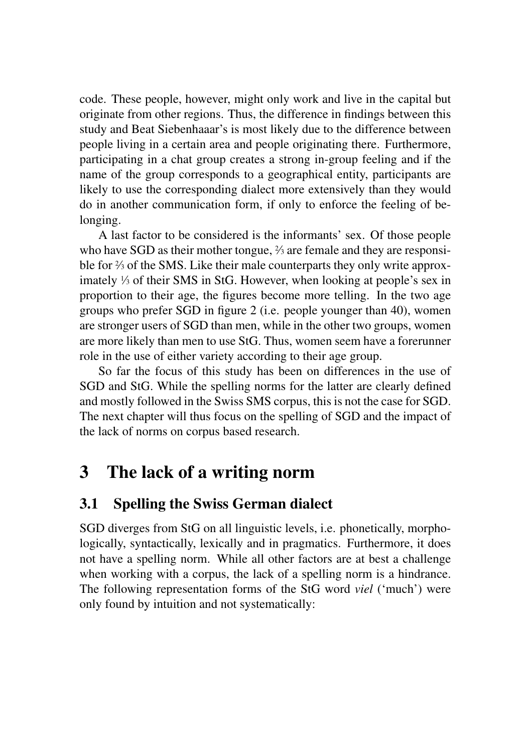code. These people, however, might only work and live in the capital but originate from other regions. Thus, the difference in findings between this study and Beat Siebenhaaar's is most likely due to the difference between people living in a certain area and people originating there. Furthermore, participating in a chat group creates a strong in-group feeling and if the name of the group corresponds to a geographical entity, participants are likely to use the corresponding dialect more extensively than they would do in another communication form, if only to enforce the feeling of belonging.

A last factor to be considered is the informants' sex. Of those people who have SGD as their mother tongue, ⅔ are female and they are responsible for ⅔ of the SMS. Like their male counterparts they only write approximately ⅓ of their SMS in StG. However, when looking at people's sex in proportion to their age, the figures become more telling. In the two age groups who prefer SGD in figure 2 (i.e. people younger than 40), women are stronger users of SGD than men, while in the other two groups, women are more likely than men to use StG. Thus, women seem have a forerunner role in the use of either variety according to their age group.

So far the focus of this study has been on differences in the use of SGD and StG. While the spelling norms for the latter are clearly defined and mostly followed in the Swiss SMS corpus, this is not the case for SGD. The next chapter will thus focus on the spelling of SGD and the impact of the lack of norms on corpus based research.

# 3 The lack of a writing norm

## 3.1 Spelling the Swiss German dialect

SGD diverges from StG on all linguistic levels, i.e. phonetically, morphologically, syntactically, lexically and in pragmatics. Furthermore, it does not have a spelling norm. While all other factors are at best a challenge when working with a corpus, the lack of a spelling norm is a hindrance. The following representation forms of the StG word *viel* ('much') were only found by intuition and not systematically: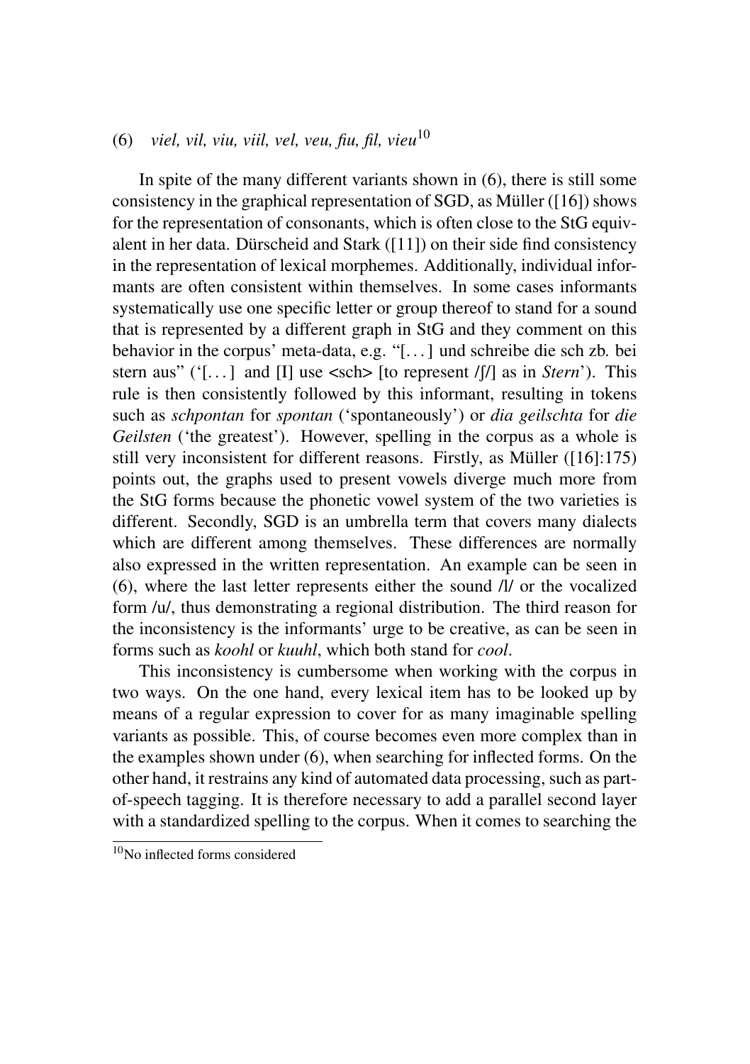(6) *viel, vil, viu, viil, vel, veu, fiu, fil, vieu*[10]

In spite of the many different variants shown in (6), there is still some consistency in the graphical representation of SGD, as Müller ([16]) shows for the representation of consonants, which is often close to the StG equivalent in her data. Dürscheid and Stark ([11]) on their side find consistency in the representation of lexical morphemes. Additionally, individual informants are often consistent within themselves. In some cases informants systematically use one specific letter or group thereof to stand for a sound that is represented by a different graph in StG and they comment on this behavior in the corpus' meta-data, e.g. "[...] und schreibe die sch zb. bei stern aus" ('[...] and [I] use <sch> [to represent /ʃ/] as in *Stern*'). This rule is then consistently followed by this informant, resulting in tokens such as *schpontan* for *spontan* ('spontaneously') or *dia geilschta* for *die Geilsten* ('the greatest'). However, spelling in the corpus as a whole is still very inconsistent for different reasons. Firstly, as Müller ([16]:175) points out, the graphs used to present vowels diverge much more from the StG forms because the phonetic vowel system of the two varieties is different. Secondly, SGD is an umbrella term that covers many dialects which are different among themselves. These differences are normally also expressed in the written representation. An example can be seen in (6), where the last letter represents either the sound /l/ or the vocalized form /u/, thus demonstrating a regional distribution. The third reason for the inconsistency is the informants' urge to be creative, as can be seen in forms such as *koohl* or *kuuhl*, which both stand for *cool*.

This inconsistency is cumbersome when working with the corpus in two ways. On the one hand, every lexical item has to be looked up by means of a regular expression to cover for as many imaginable spelling variants as possible. This, of course becomes even more complex than in the examples shown under (6), when searching for inflected forms. On the other hand, it restrains any kind of automated data processing, such as part-of-speech tagging. It is therefore necessary to add a parallel second layer with a standardized spelling to the corpus. When it comes to searching the

[10] No inflected forms considered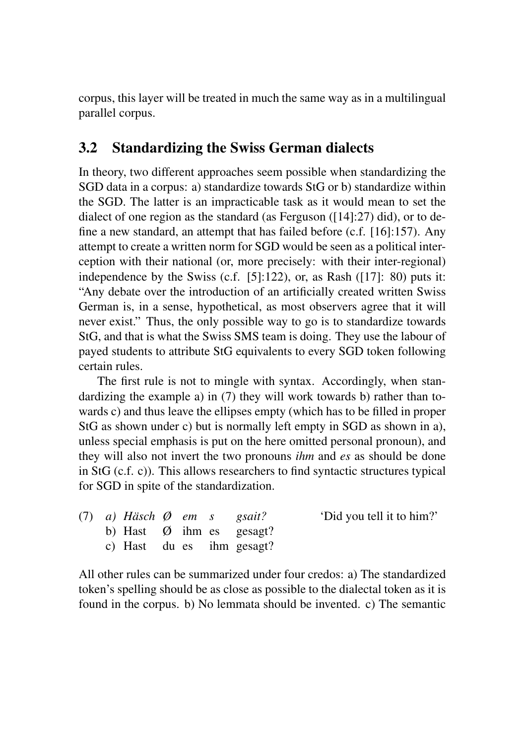corpus, this layer will be treated in much the same way as in a multilingual parallel corpus.

## 3.2 Standardizing the Swiss German dialects

In theory, two different approaches seem possible when standardizing the SGD data in a corpus: a) standardize towards StG or b) standardize within the SGD. The latter is an impracticable task as it would mean to set the dialect of one region as the standard (as Ferguson ([14]:27) did), or to define a new standard, an attempt that has failed before (c.f. [16]:157). Any attempt to create a written norm for SGD would be seen as a political interception with their national (or, more precisely: with their inter-regional) independence by the Swiss (c.f. [5]:122), or, as Rash ([17]: 80) puts it: "Any debate over the introduction of an artificially created written Swiss German is, in a sense, hypothetical, as most observers agree that it will never exist." Thus, the only possible way to go is to standardize towards StG, and that is what the Swiss SMS team is doing. They use the labour of payed students to attribute StG equivalents to every SGD token following certain rules.

The first rule is not to mingle with syntax. Accordingly, when standardizing the example a) in (7) they will work towards b) rather than towards c) and thus leave the ellipses empty (which has to be filled in proper StG as shown under c) but is normally left empty in SGD as shown in a), unless special emphasis is put on the here omitted personal pronoun), and they will also not invert the two pronouns *ihm* and *es* as should be done in StG (c.f. c)). This allows researchers to find syntactic structures typical for SGD in spite of the standardization.

(7) *a) Häsch Ø em s gsait?* 'Did you tell it to him?'
b) Hast Ø ihm es gesagt?
c) Hast du es ihm gesagt?

All other rules can be summarized under four credos: a) The standardized token's spelling should be as close as possible to the dialectal token as it is found in the corpus. b) No lemmata should be invented. c) The semantic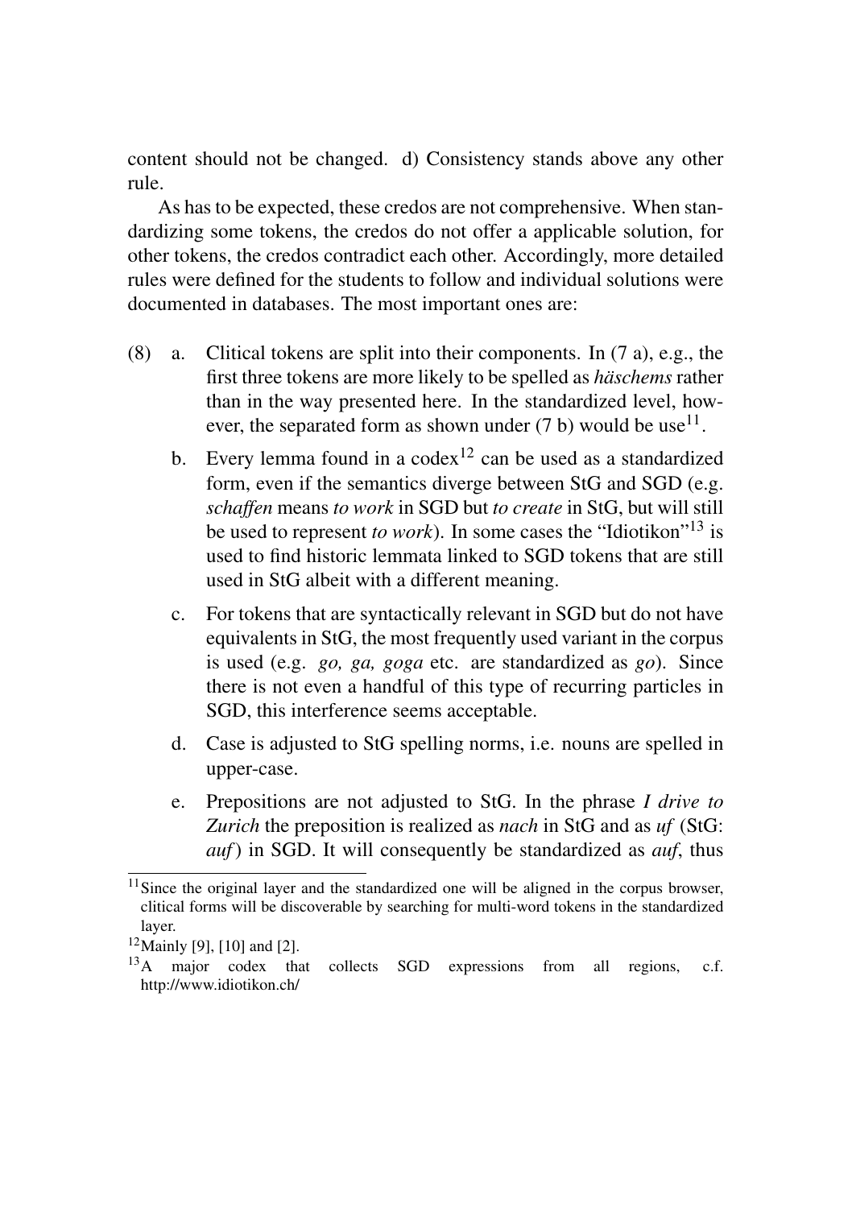content should not be changed. d) Consistency stands above any other rule.

As has to be expected, these credos are not comprehensive. When standardizing some tokens, the credos do not offer a applicable solution, for other tokens, the credos contradict each other. Accordingly, more detailed rules were defined for the students to follow and individual solutions were documented in databases. The most important ones are:

(8) a. Clitical tokens are split into their components. In (7 a), e.g., the first three tokens are more likely to be spelled as *häschems* rather than in the way presented here. In the standardized level, however, the separated form as shown under (7 b) would be use[11].

b. Every lemma found in a codex[12] can be used as a standardized form, even if the semantics diverge between StG and SGD (e.g. *schaffen* means *to work* in SGD but *to create* in StG, but will still be used to represent *to work*). In some cases the "Idiotikon"[13] is used to find historic lemmata linked to SGD tokens that are still used in StG albeit with a different meaning.

c. For tokens that are syntactically relevant in SGD but do not have equivalents in StG, the most frequently used variant in the corpus is used (e.g. *go, ga, goga* etc. are standardized as *go*). Since there is not even a handful of this type of recurring particles in SGD, this interference seems acceptable.

d. Case is adjusted to StG spelling norms, i.e. nouns are spelled in upper-case.

e. Prepositions are not adjusted to StG. In the phrase *I drive to Zurich* the preposition is realized as *nach* in StG and as *uf* (StG: *auf*) in SGD. It will consequently be standardized as *auf*, thus

---

[11] Since the original layer and the standardized one will be aligned in the corpus browser, clitical forms will be discoverable by searching for multi-word tokens in the standardized layer.

[12] Mainly [9], [10] and [2].

[13] A major codex that collects SGD expressions from all regions, c.f. http://www.idiotikon.ch/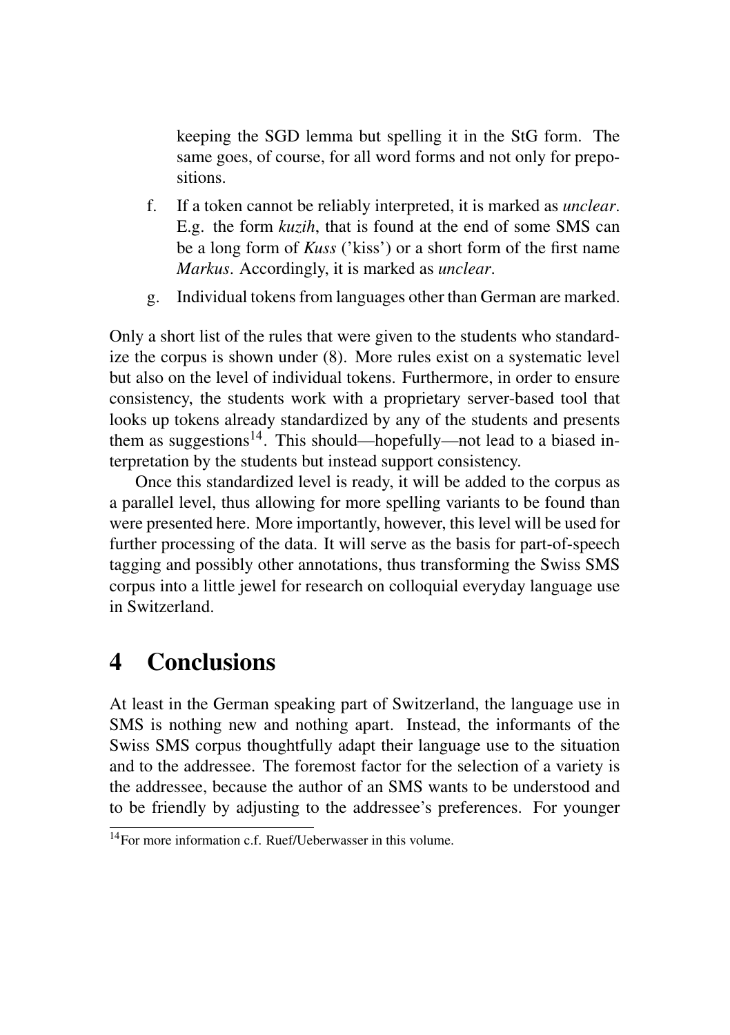keeping the SGD lemma but spelling it in the StG form. The same goes, of course, for all word forms and not only for prepositions.

f. If a token cannot be reliably interpreted, it is marked as *unclear*. E.g. the form *kuzih*, that is found at the end of some SMS can be a long form of *Kuss* ('kiss') or a short form of the first name *Markus*. Accordingly, it is marked as *unclear*.

g. Individual tokens from languages other than German are marked.

Only a short list of the rules that were given to the students who standardize the corpus is shown under (8). More rules exist on a systematic level but also on the level of individual tokens. Furthermore, in order to ensure consistency, the students work with a proprietary server-based tool that looks up tokens already standardized by any of the students and presents them as suggestions[14]. This should—hopefully—not lead to a biased interpretation by the students but instead support consistency.

Once this standardized level is ready, it will be added to the corpus as a parallel level, thus allowing for more spelling variants to be found than were presented here. More importantly, however, this level will be used for further processing of the data. It will serve as the basis for part-of-speech tagging and possibly other annotations, thus transforming the Swiss SMS corpus into a little jewel for research on colloquial everyday language use in Switzerland.

# 4 Conclusions

At least in the German speaking part of Switzerland, the language use in SMS is nothing new and nothing apart. Instead, the informants of the Swiss SMS corpus thoughtfully adapt their language use to the situation and to the addressee. The foremost factor for the selection of a variety is the addressee, because the author of an SMS wants to be understood and to be friendly by adjusting to the addressee's preferences. For younger

[14]For more information c.f. Ruef/Ueberwasser in this volume.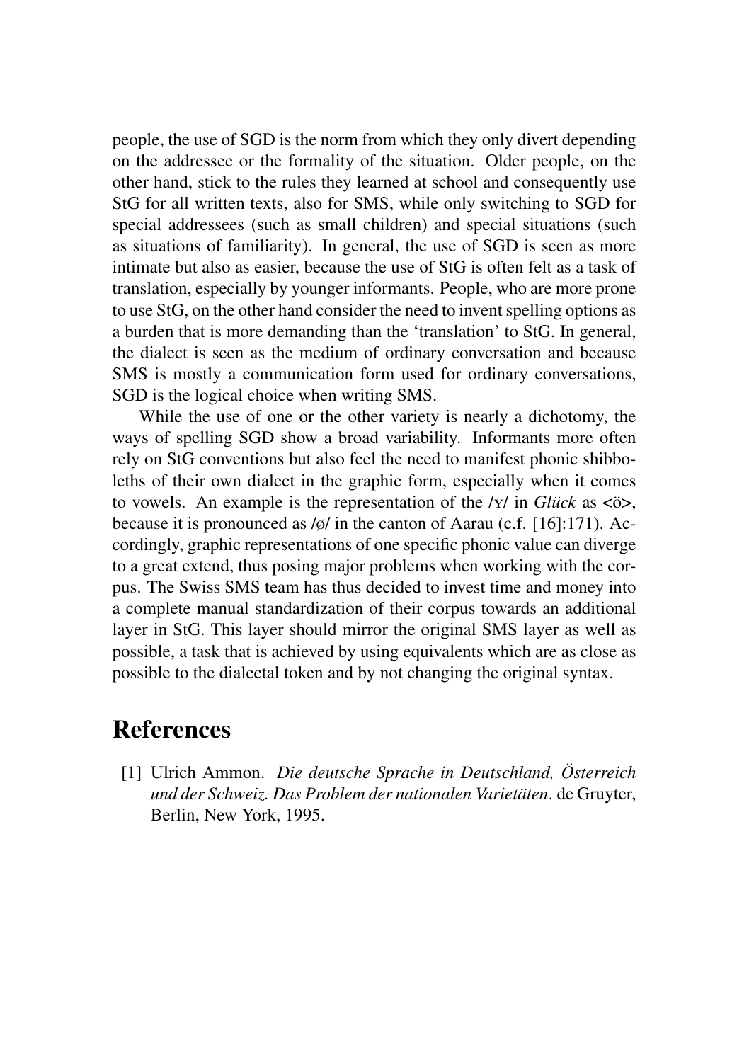people, the use of SGD is the norm from which they only divert depending on the addressee or the formality of the situation. Older people, on the other hand, stick to the rules they learned at school and consequently use StG for all written texts, also for SMS, while only switching to SGD for special addressees (such as small children) and special situations (such as situations of familiarity). In general, the use of SGD is seen as more intimate but also as easier, because the use of StG is often felt as a task of translation, especially by younger informants. People, who are more prone to use StG, on the other hand consider the need to invent spelling options as a burden that is more demanding than the 'translation' to StG. In general, the dialect is seen as the medium of ordinary conversation and because SMS is mostly a communication form used for ordinary conversations, SGD is the logical choice when writing SMS.

While the use of one or the other variety is nearly a dichotomy, the ways of spelling SGD show a broad variability. Informants more often rely on StG conventions but also feel the need to manifest phonic shibboleths of their own dialect in the graphic form, especially when it comes to vowels. An example is the representation of the /ʏ/ in *Glück* as <ö>, because it is pronounced as /ø/ in the canton of Aarau (c.f. [16]:171). Accordingly, graphic representations of one specific phonic value can diverge to a great extend, thus posing major problems when working with the corpus. The Swiss SMS team has thus decided to invest time and money into a complete manual standardization of their corpus towards an additional layer in StG. This layer should mirror the original SMS layer as well as possible, a task that is achieved by using equivalents which are as close as possible to the dialectal token and by not changing the original syntax.

# References

[1] Ulrich Ammon. *Die deutsche Sprache in Deutschland, Österreich und der Schweiz. Das Problem der nationalen Varietäten*. de Gruyter, Berlin, New York, 1995.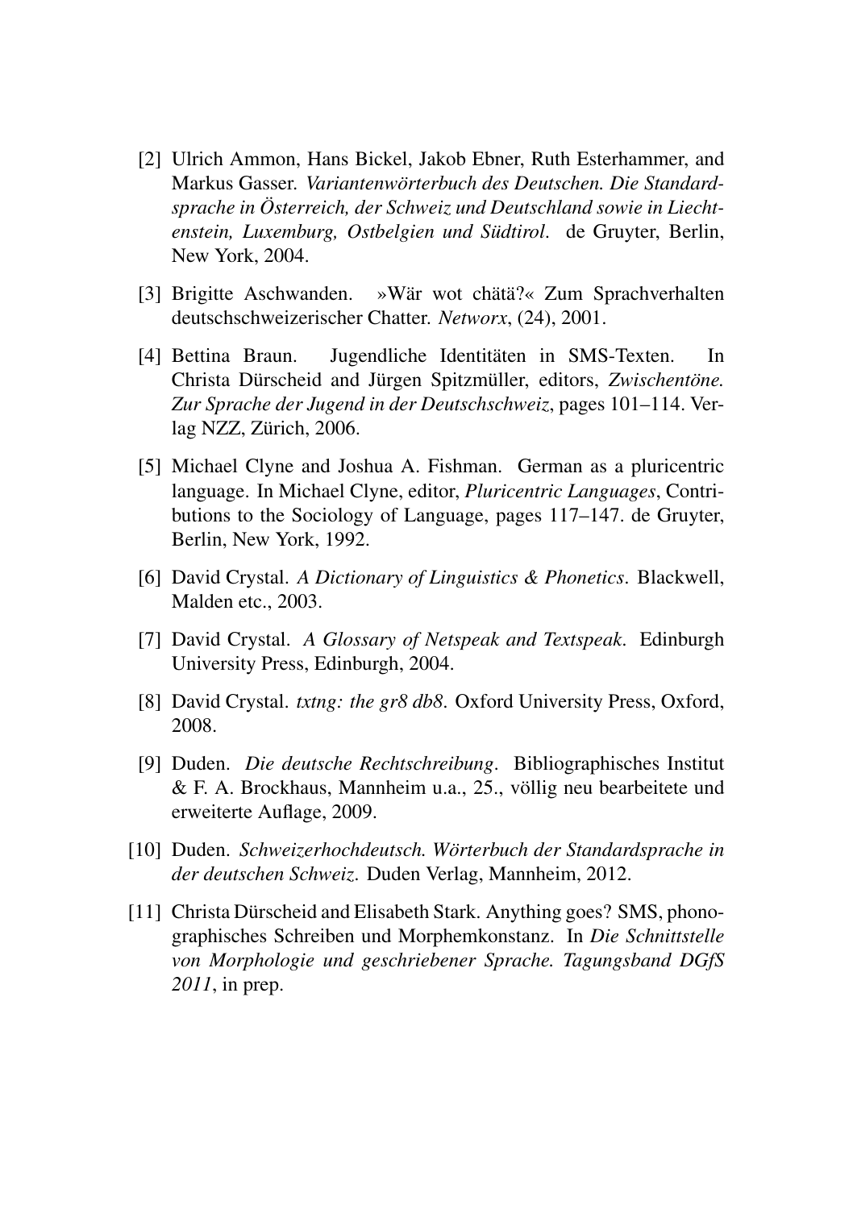[2] Ulrich Ammon, Hans Bickel, Jakob Ebner, Ruth Esterhammer, and Markus Gasser. *Variantenwörterbuch des Deutschen. Die Standardsprache in Österreich, der Schweiz und Deutschland sowie in Liechtenstein, Luxemburg, Ostbelgien und Südtirol*. de Gruyter, Berlin, New York, 2004.

[3] Brigitte Aschwanden. »Wär wot chätä?« Zum Sprachverhalten deutschschweizerischer Chatter. *Networx*, (24), 2001.

[4] Bettina Braun. Jugendliche Identitäten in SMS-Texten. In Christa Dürscheid and Jürgen Spitzmüller, editors, *Zwischentöne. Zur Sprache der Jugend in der Deutschschweiz*, pages 101–114. Verlag NZZ, Zürich, 2006.

[5] Michael Clyne and Joshua A. Fishman. German as a pluricentric language. In Michael Clyne, editor, *Pluricentric Languages*, Contributions to the Sociology of Language, pages 117–147. de Gruyter, Berlin, New York, 1992.

[6] David Crystal. *A Dictionary of Linguistics & Phonetics*. Blackwell, Malden etc., 2003.

[7] David Crystal. *A Glossary of Netspeak and Textspeak*. Edinburgh University Press, Edinburgh, 2004.

[8] David Crystal. *txtng: the gr8 db8*. Oxford University Press, Oxford, 2008.

[9] Duden. *Die deutsche Rechtschreibung*. Bibliographisches Institut & F. A. Brockhaus, Mannheim u.a., 25., völlig neu bearbeitete und erweiterte Auflage, 2009.

[10] Duden. *Schweizerhochdeutsch. Wörterbuch der Standardsprache in der deutschen Schweiz.* Duden Verlag, Mannheim, 2012.

[11] Christa Dürscheid and Elisabeth Stark. Anything goes? SMS, phonographisches Schreiben und Morphemkonstanz. In *Die Schnittstelle von Morphologie und geschriebener Sprache. Tagungsband DGfS 2011*, in prep.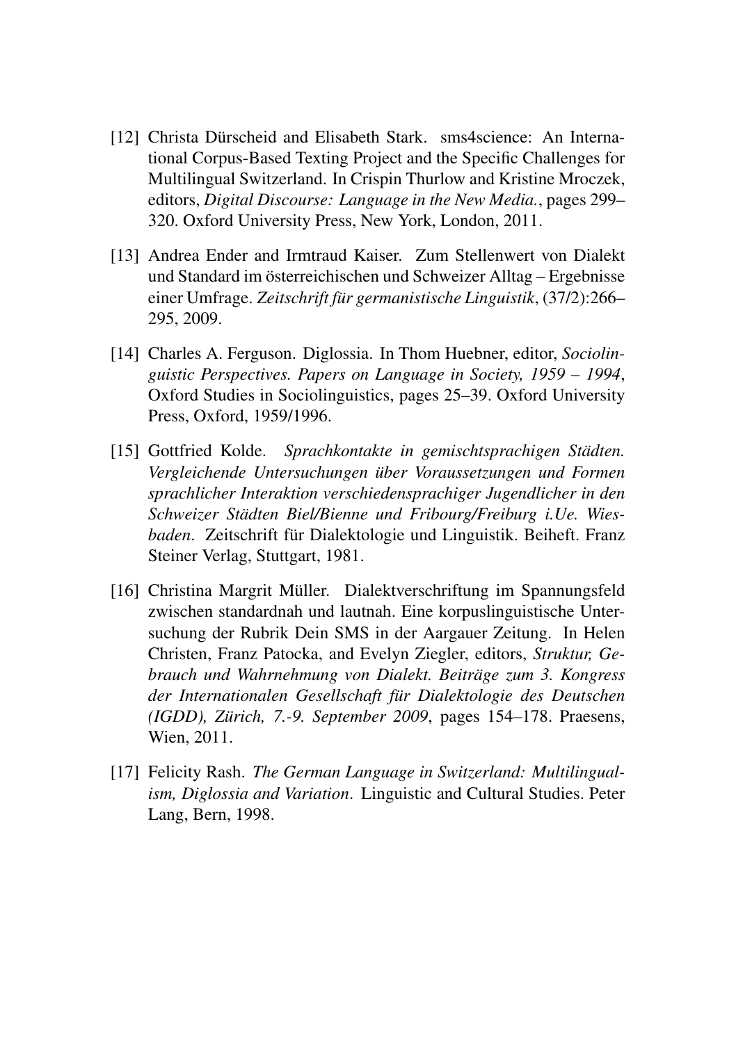[12] Christa Dürscheid and Elisabeth Stark. sms4science: An International Corpus-Based Texting Project and the Specific Challenges for Multilingual Switzerland. In Crispin Thurlow and Kristine Mroczek, editors, *Digital Discourse: Language in the New Media.*, pages 299–320. Oxford University Press, New York, London, 2011.

[13] Andrea Ender and Irmtraud Kaiser. Zum Stellenwert von Dialekt und Standard im österreichischen und Schweizer Alltag – Ergebnisse einer Umfrage. *Zeitschrift für germanistische Linguistik*, (37/2):266–295, 2009.

[14] Charles A. Ferguson. Diglossia. In Thom Huebner, editor, *Sociolinguistic Perspectives. Papers on Language in Society, 1959 – 1994*, Oxford Studies in Sociolinguistics, pages 25–39. Oxford University Press, Oxford, 1959/1996.

[15] Gottfried Kolde. *Sprachkontakte in gemischtsprachigen Städten. Vergleichende Untersuchungen über Voraussetzungen und Formen sprachlicher Interaktion verschiedensprachiger Jugendlicher in den Schweizer Städten Biel/Bienne und Fribourg/Freiburg i.Ue. Wiesbaden*. Zeitschrift für Dialektologie und Linguistik. Beiheft. Franz Steiner Verlag, Stuttgart, 1981.

[16] Christina Margrit Müller. Dialektverschriftung im Spannungsfeld zwischen standardnah und lautnah. Eine korpuslinguistische Untersuchung der Rubrik Dein SMS in der Aargauer Zeitung. In Helen Christen, Franz Patocka, and Evelyn Ziegler, editors, *Struktur, Gebrauch und Wahrnehmung von Dialekt. Beiträge zum 3. Kongress der Internationalen Gesellschaft für Dialektologie des Deutschen (IGDD), Zürich, 7.-9. September 2009*, pages 154–178. Praesens, Wien, 2011.

[17] Felicity Rash. *The German Language in Switzerland: Multilingualism, Diglossia and Variation*. Linguistic and Cultural Studies. Peter Lang, Bern, 1998.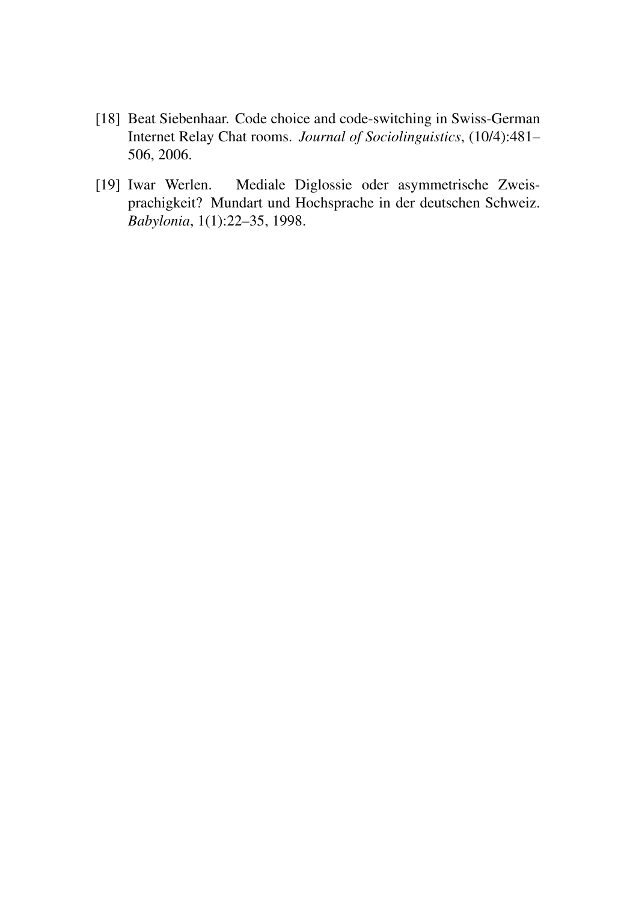[18] Beat Siebenhaar. Code choice and code-switching in Swiss-German Internet Relay Chat rooms. *Journal of Sociolinguistics*, (10/4):481–506, 2006.

[19] Iwar Werlen. Mediale Diglossie oder asymmetrische Zweisprachigkeit? Mundart und Hochsprache in der deutschen Schweiz. *Babylonia*, 1(1):22–35, 1998.